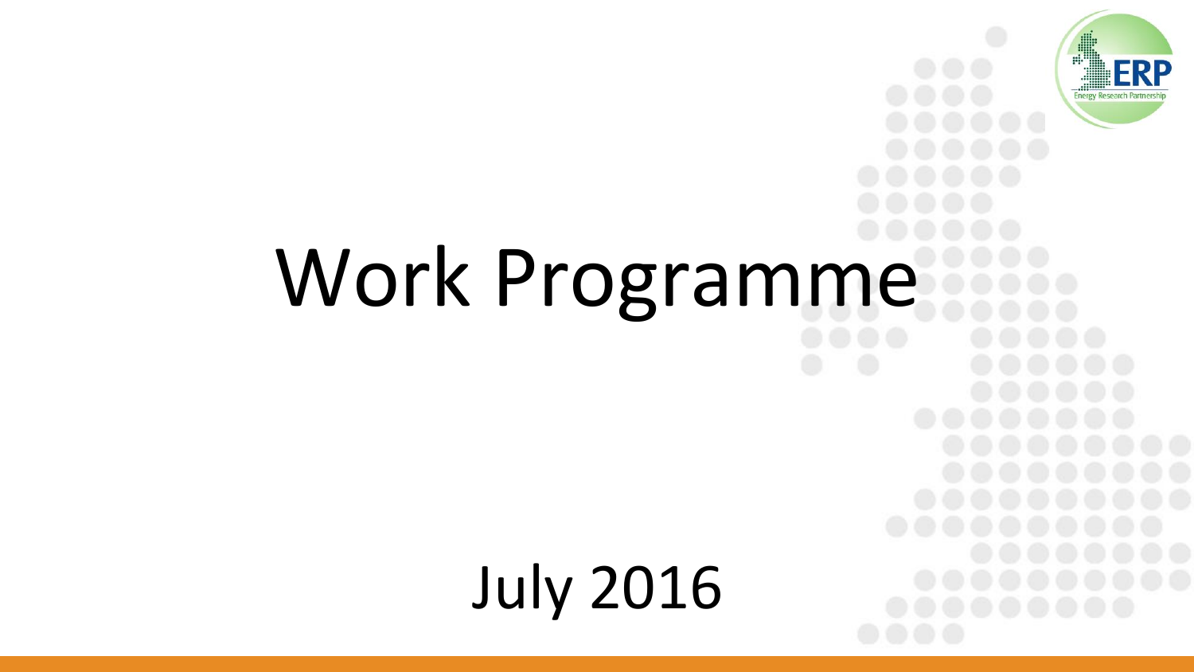# Work Programme

July 2016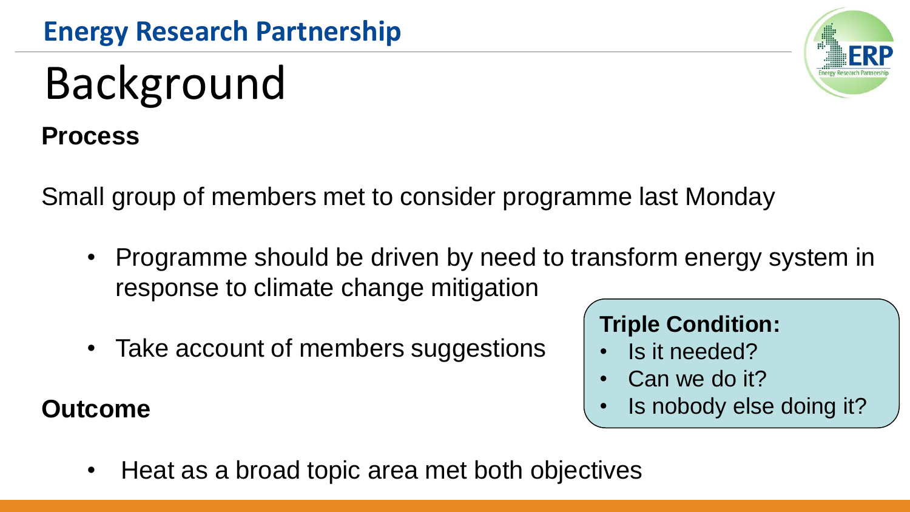# Background

**Process**

Small group of members met to consider programme last Monday

- Programme should be driven by need to transform energy system in response to climate change mitigation
- Take account of members suggestions

**Triple Condition:**

- Is it needed?
- Can we do it?
- Is nobody else doing it?

**Outcome**

- Heat as a broad topic area met both objectives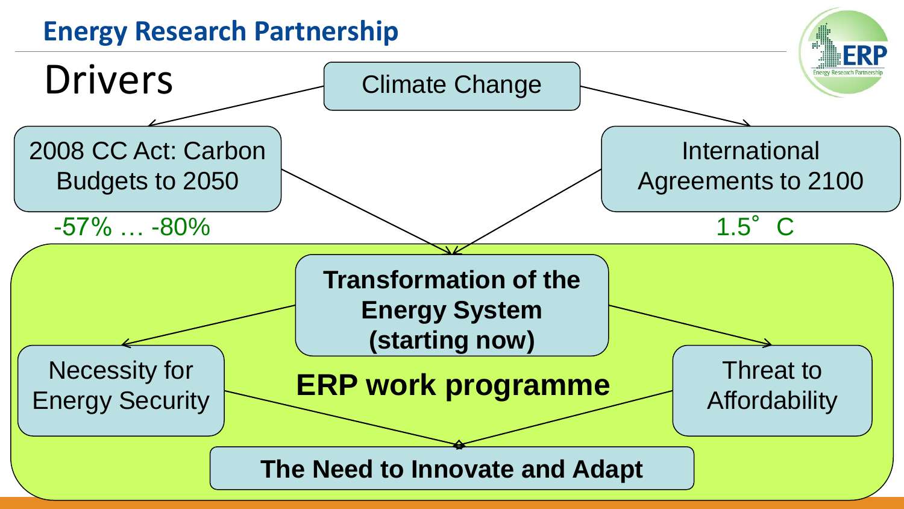# Drivers

Climate Change

2008 CC Act: Carbon Budgets to 2050

-57% … -80%

International Agreements to 2100

1.5˚ C

**Transformation of the Energy System (starting now)**

Necessity for Energy Security

**ERP work programme**

Threat to Affordability

**The Need to Innovate and Adapt**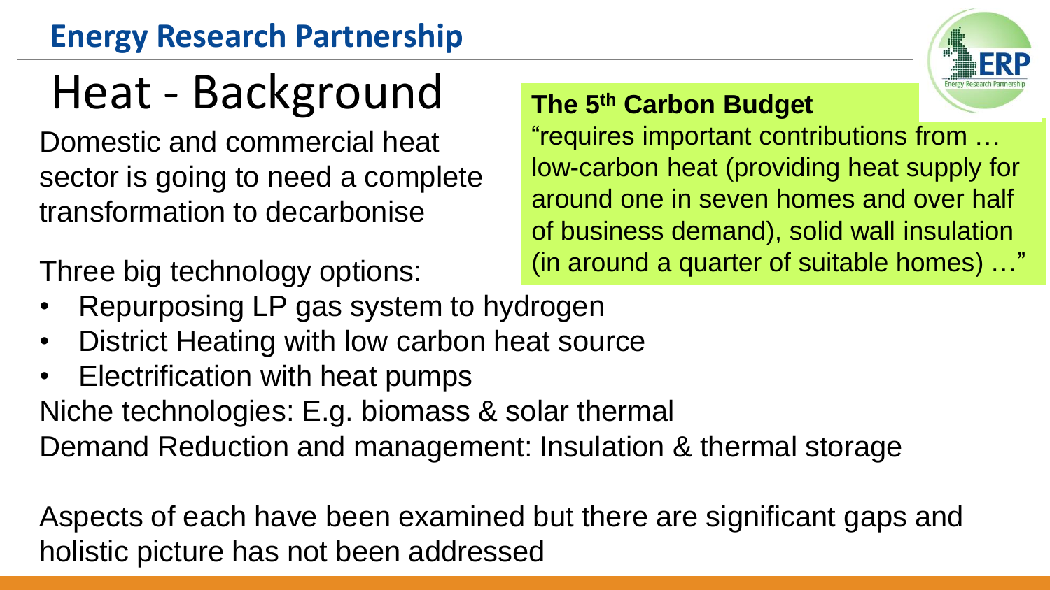**Energy Research Partnership**

# Heat - Background

Domestic and commercial heat sector is going to need a complete transformation to decarbonise

**The 5th Carbon Budget**

"requires important contributions from … low-carbon heat (providing heat supply for around one in seven homes and over half of business demand), solid wall insulation (in around a quarter of suitable homes) …"

Three big technology options:

- Repurposing LP gas system to hydrogen
- District Heating with low carbon heat source
- Electrification with heat pumps

Niche technologies: E.g. biomass & solar thermal

Demand Reduction and management: Insulation & thermal storage

Aspects of each have been examined but there are significant gaps and holistic picture has not been addressed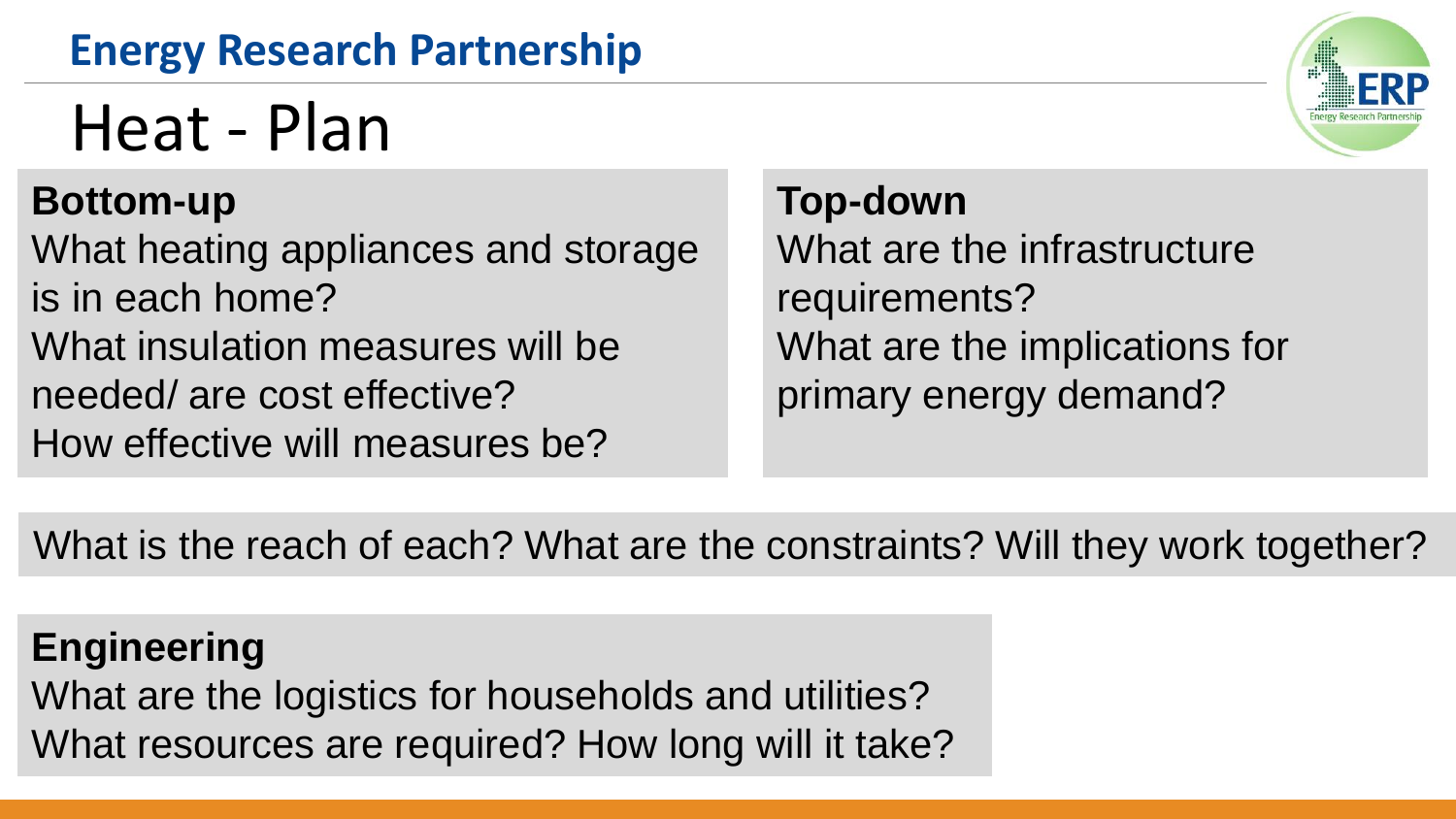# Heat - Plan

**Bottom-up**

What heating appliances and storage is in each home?
What insulation measures will be needed/ are cost effective?
How effective will measures be?

**Top-down**

What are the infrastructure requirements?
What are the implications for primary energy demand?

What is the reach of each? What are the constraints? Will they work together?

**Engineering**

What are the logistics for households and utilities?
What resources are required? How long will it take?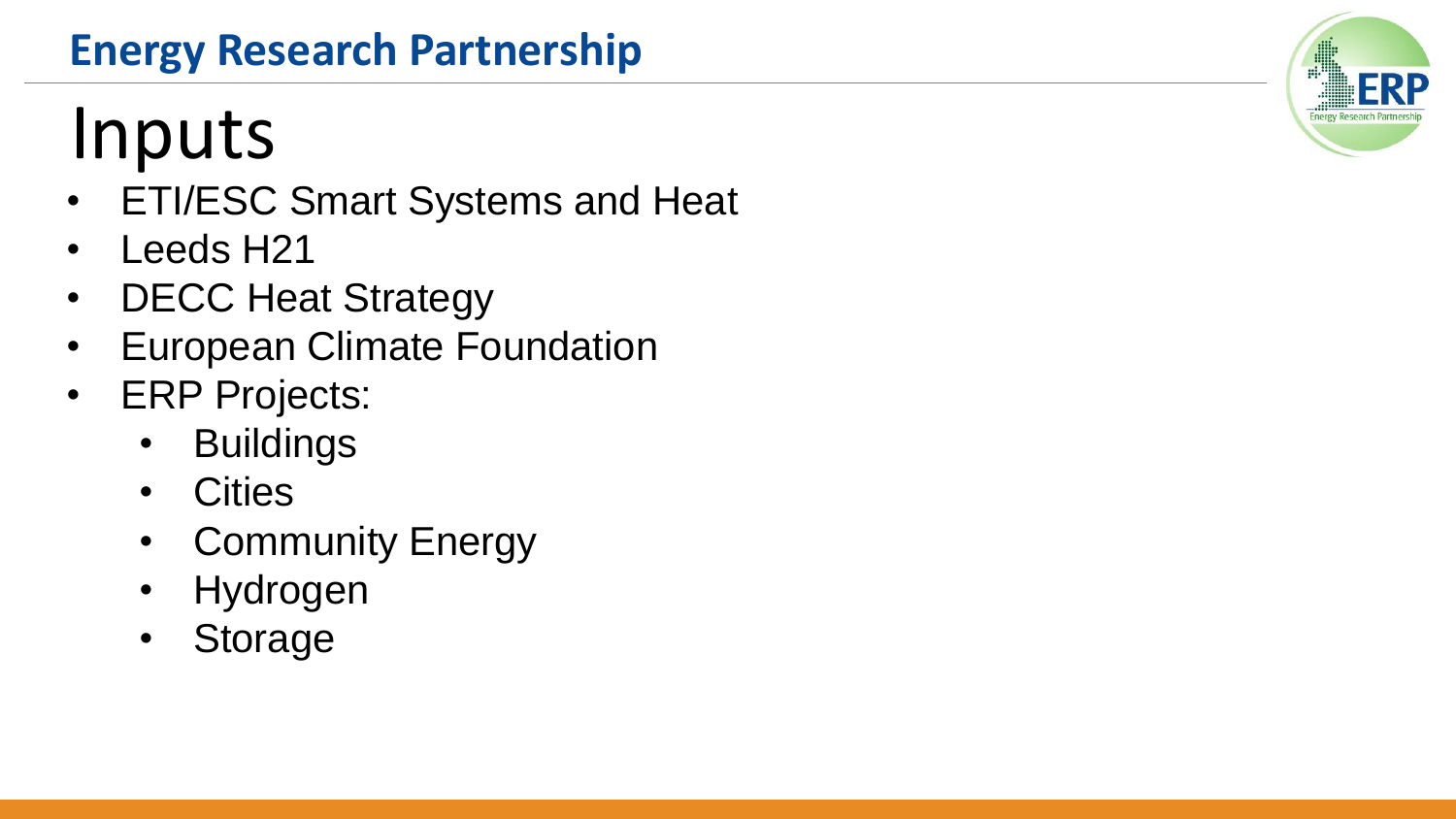# Inputs

- ETI/ESC Smart Systems and Heat
- Leeds H21
- DECC Heat Strategy
- European Climate Foundation
- ERP Projects:
  - Buildings
  - Cities
  - Community Energy
  - Hydrogen
  - Storage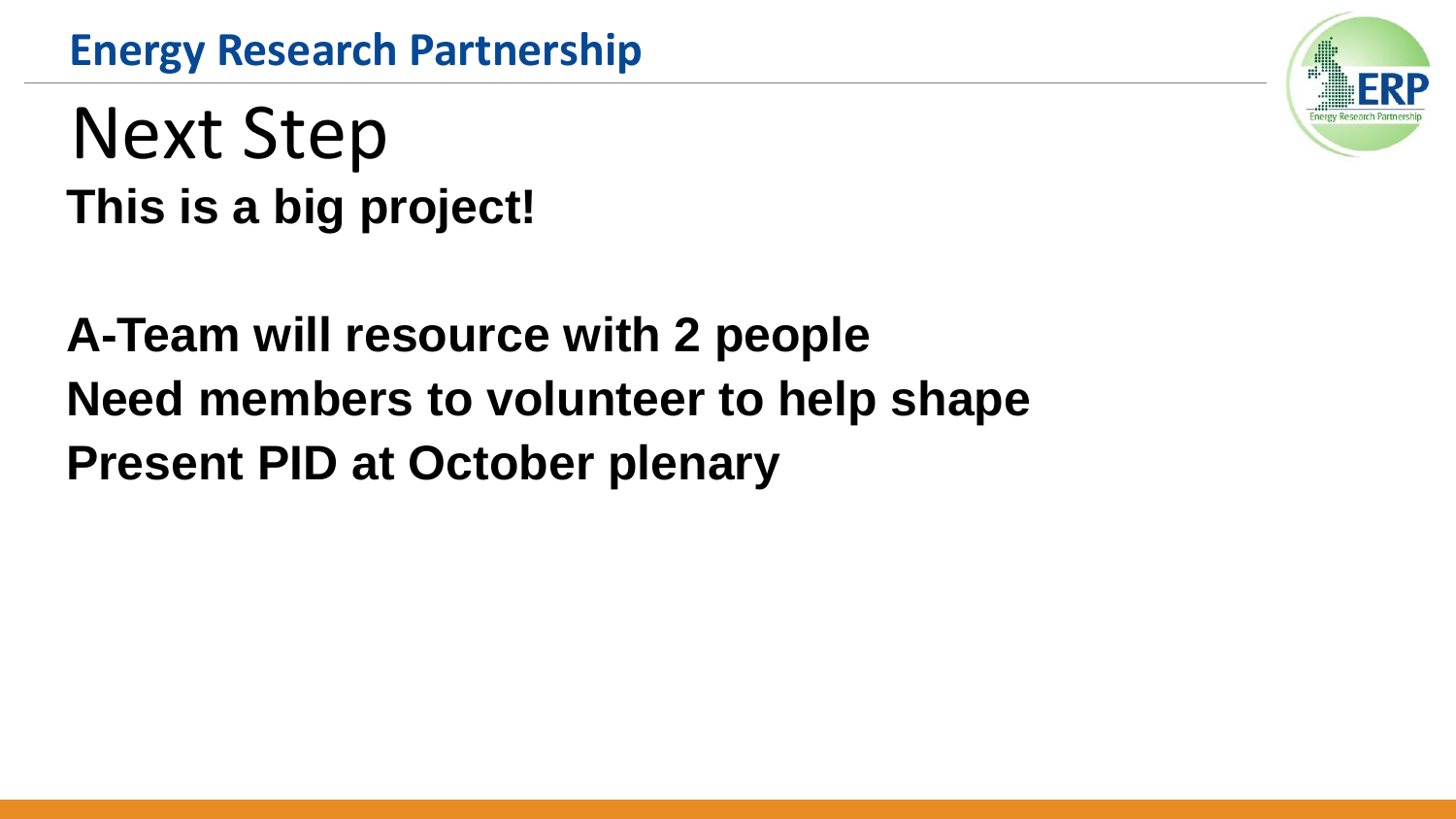# Next Step

**This is a big project!**

**A-Team will resource with 2 people**
**Need members to volunteer to help shape**
**Present PID at October plenary**